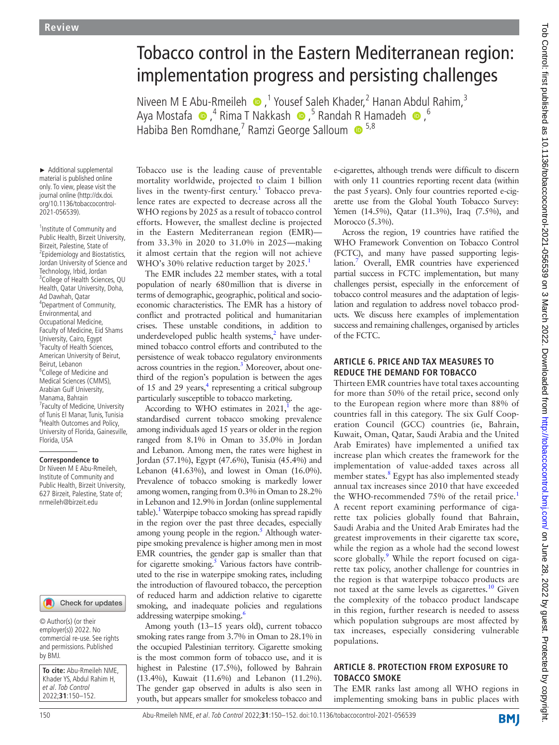Review

# Tobacco control in the Eastern Mediterranean region: implementation progress and persisting challenges

Niveen M E Abu-Rmeileh,[1] Yousef Saleh Khader,[2] Hanan Abdul Rahim,[3] Aya Mostafa,[4] Rima T Nakkash,[5] Randah R Hamadeh,[6] Habiba Ben Romdhane,[7] Ramzi George Salloum[5,8]

► Additional supplemental material is published online only. To view, please visit the journal online (http://dx.doi.org/10.1136/tobaccocontrol-2021-056539).

[1]Institute of Community and Public Health, Birzeit University, Birzeit, Palestine, State of
[2]Epidemiology and Biostatistics, Jordan University of Science and Technology, Irbid, Jordan
[3]College of Health Sciences, QU Health, Qatar University, Doha, Ad Dawhah, Qatar
[4]Department of Community, Environmental, and Occupational Medicine, Faculty of Medicine, Eid Shams University, Cairo, Egypt
[5]Faculty of Health Sciences, American University of Beirut, Beirut, Lebanon
[6]College of Medicine and Medical Sciences (CMMS), Arabian Gulf University, Manama, Bahrain
[7]Faculty of Medicine, University of Tunis El Manar, Tunis, Tunisia
[8]Health Outcomes and Policy, University of Florida, Gainesville, Florida, USA

**Correspondence to**
Dr Niveen M E Abu-Rmeileh, Institute of Community and Public Health, Birzeit University, 627 Birzeit, Palestine, State of; nrmeileh@birzeit.edu

© Author(s) (or their employer(s)) 2022. No commercial re-use. See rights and permissions. Published by BMJ.

**To cite:** Abu-Rmeileh NME, Khader YS, Abdul Rahim H, *et al. Tob Control* 2022;**31**:150–152.

Tobacco use is the leading cause of preventable mortality worldwide, projected to claim 1 billion lives in the twenty-first century.[1] Tobacco prevalence rates are expected to decrease across all the WHO regions by 2025 as a result of tobacco control efforts. However, the smallest decline is projected in the Eastern Mediterranean region (EMR)—from 33.3% in 2020 to 31.0% in 2025—making it almost certain that the region will not achieve WHO's 30% relative reduction target by 2025.[1]

The EMR includes 22 member states, with a total population of nearly 680 million that is diverse in terms of demographic, geographic, political and socioeconomic characteristics. The EMR has a history of conflict and protracted political and humanitarian crises. These unstable conditions, in addition to underdeveloped public health systems,[2] have undermined tobacco control efforts and contributed to the persistence of weak tobacco regulatory environments across countries in the region.[3] Moreover, about one-third of the region's population is between the ages of 15 and 29 years,[4] representing a critical subgroup particularly susceptible to tobacco marketing.

According to WHO estimates in 2021,[1] the age-standardised current tobacco smoking prevalence among individuals aged 15 years or older in the region ranged from 8.1% in Oman to 35.0% in Jordan and Lebanon. Among men, the rates were highest in Jordan (57.1%), Egypt (47.6%), Tunisia (45.4%) and Lebanon (41.63%), and lowest in Oman (16.0%). Prevalence of tobacco smoking is markedly lower among women, ranging from 0.3% in Oman to 28.2% in Lebanon and 12.9% in Jordan (online supplemental table).[1] Waterpipe tobacco smoking has spread rapidly in the region over the past three decades, especially among young people in the region.[5] Although waterpipe smoking prevalence is higher among men in most EMR countries, the gender gap is smaller than that for cigarette smoking.[5] Various factors have contributed to the rise in waterpipe smoking rates, including the introduction of flavoured tobacco, the perception of reduced harm and addiction relative to cigarette smoking, and inadequate policies and regulations addressing waterpipe smoking.[6]

Among youth (13–15 years old), current tobacco smoking rates range from 3.7% in Oman to 28.1% in the occupied Palestinian territory. Cigarette smoking is the most common form of tobacco use, and it is highest in Palestine (17.5%), followed by Bahrain (13.4%), Kuwait (11.6%) and Lebanon (11.2%). The gender gap observed in adults is also seen in youth, but appears smaller for smokeless tobacco and e-cigarettes, although trends were difficult to discern with only 11 countries reporting recent data (within the past 5 years). Only four countries reported e-cigarette use from the Global Youth Tobacco Survey: Yemen (14.5%), Qatar (11.3%), Iraq (7.5%), and Morocco (5.3%).

Across the region, 19 countries have ratified the WHO Framework Convention on Tobacco Control (FCTC), and many have passed supporting legislation.[7] Overall, EMR countries have experienced partial success in FCTC implementation, but many challenges persist, especially in the enforcement of tobacco control measures and the adaptation of legislation and regulation to address novel tobacco products. We discuss here examples of implementation success and remaining challenges, organised by articles of the FCTC.

## ARTICLE 6. PRICE AND TAX MEASURES TO REDUCE THE DEMAND FOR TOBACCO

Thirteen EMR countries have total taxes accounting for more than 50% of the retail price, second only to the European region where more than 88% of countries fall in this category. The six Gulf Cooperation Council (GCC) countries (ie, Bahrain, Kuwait, Oman, Qatar, Saudi Arabia and the United Arab Emirates) have implemented a unified tax increase plan which creates the framework for the implementation of value-added taxes across all member states.[8] Egypt has also implemented steady annual tax increases since 2010 that have exceeded the WHO-recommended 75% of the retail price.[1] A recent report examining performance of cigarette tax policies globally found that Bahrain, Saudi Arabia and the United Arab Emirates had the greatest improvements in their cigarette tax score, while the region as a whole had the second lowest score globally.[9] While the report focused on cigarette tax policy, another challenge for countries in the region is that waterpipe tobacco products are not taxed at the same levels as cigarettes.[10] Given the complexity of the tobacco product landscape in this region, further research is needed to assess which population subgroups are most affected by tax increases, especially considering vulnerable populations.

## ARTICLE 8. PROTECTION FROM EXPOSURE TO TOBACCO SMOKE

The EMR ranks last among all WHO regions in implementing smoking bans in public places with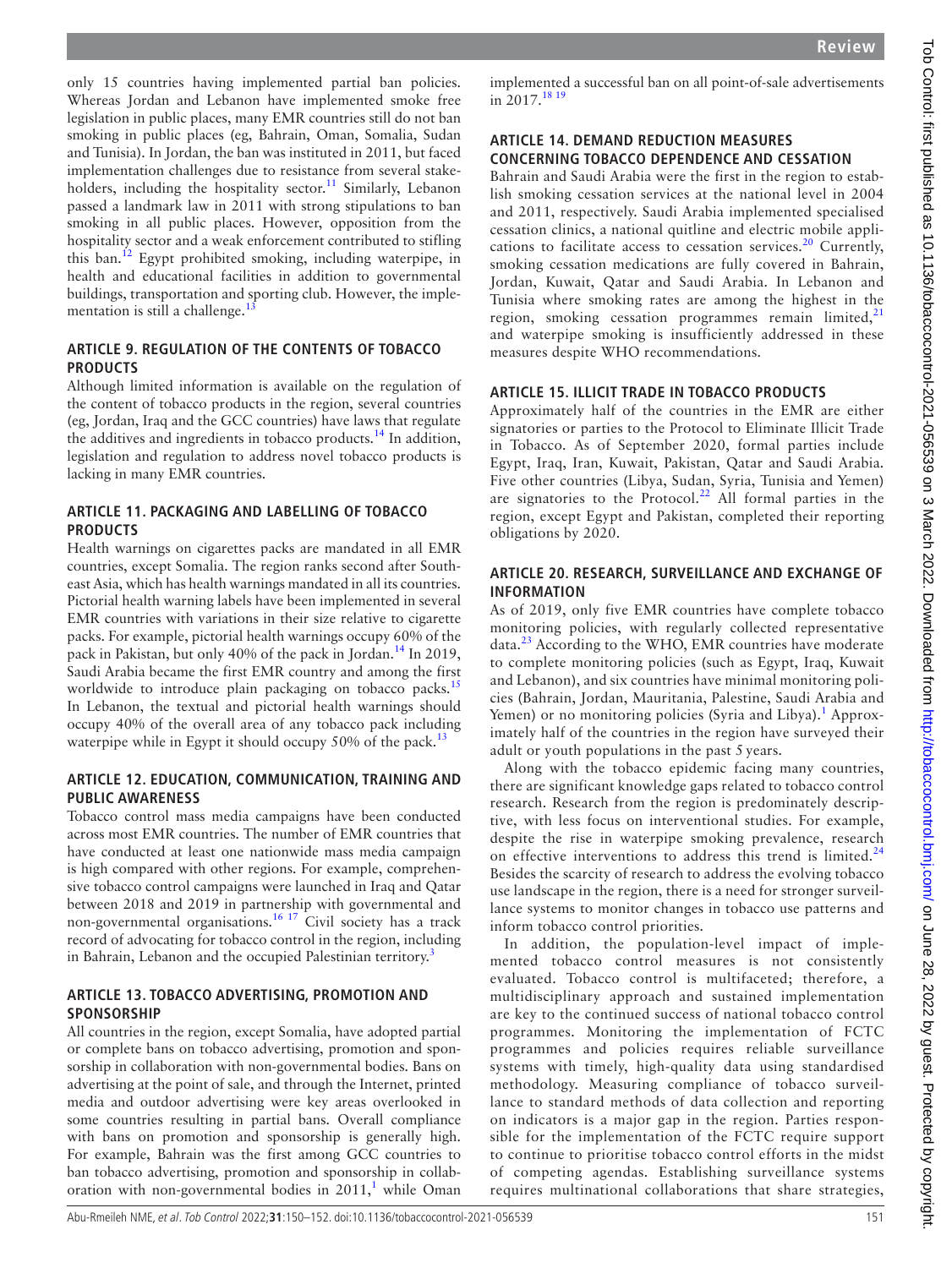only 15 countries having implemented partial ban policies. Whereas Jordan and Lebanon have implemented smoke free legislation in public places, many EMR countries still do not ban smoking in public places (eg, Bahrain, Oman, Somalia, Sudan and Tunisia). In Jordan, the ban was instituted in 2011, but faced implementation challenges due to resistance from several stakeholders, including the hospitality sector.[11] Similarly, Lebanon passed a landmark law in 2011 with strong stipulations to ban smoking in all public places. However, opposition from the hospitality sector and a weak enforcement contributed to stifling this ban.[12] Egypt prohibited smoking, including waterpipe, in health and educational facilities in addition to governmental buildings, transportation and sporting club. However, the implementation is still a challenge.[13]

## ARTICLE 9. REGULATION OF THE CONTENTS OF TOBACCO PRODUCTS

Although limited information is available on the regulation of the content of tobacco products in the region, several countries (eg, Jordan, Iraq and the GCC countries) have laws that regulate the additives and ingredients in tobacco products.[14] In addition, legislation and regulation to address novel tobacco products is lacking in many EMR countries.

## ARTICLE 11. PACKAGING AND LABELLING OF TOBACCO PRODUCTS

Health warnings on cigarettes packs are mandated in all EMR countries, except Somalia. The region ranks second after Southeast Asia, which has health warnings mandated in all its countries. Pictorial health warning labels have been implemented in several EMR countries with variations in their size relative to cigarette packs. For example, pictorial health warnings occupy 60% of the pack in Pakistan, but only 40% of the pack in Jordan.[14] In 2019, Saudi Arabia became the first EMR country and among the first worldwide to introduce plain packaging on tobacco packs.[15] In Lebanon, the textual and pictorial health warnings should occupy 40% of the overall area of any tobacco pack including waterpipe while in Egypt it should occupy 50% of the pack.[13]

## ARTICLE 12. EDUCATION, COMMUNICATION, TRAINING AND PUBLIC AWARENESS

Tobacco control mass media campaigns have been conducted across most EMR countries. The number of EMR countries that have conducted at least one nationwide mass media campaign is high compared with other regions. For example, comprehensive tobacco control campaigns were launched in Iraq and Qatar between 2018 and 2019 in partnership with governmental and non-governmental organisations.[16,17] Civil society has a track record of advocating for tobacco control in the region, including in Bahrain, Lebanon and the occupied Palestinian territory.[3]

## ARTICLE 13. TOBACCO ADVERTISING, PROMOTION AND SPONSORSHIP

All countries in the region, except Somalia, have adopted partial or complete bans on tobacco advertising, promotion and sponsorship in collaboration with non-governmental bodies. Bans on advertising at the point of sale, and through the Internet, printed media and outdoor advertising were key areas overlooked in some countries resulting in partial bans. Overall compliance with bans on promotion and sponsorship is generally high. For example, Bahrain was the first among GCC countries to ban tobacco advertising, promotion and sponsorship in collaboration with non-governmental bodies in 2011,[1] while Oman implemented a successful ban on all point-of-sale advertisements in 2017.[18,19]

## ARTICLE 14. DEMAND REDUCTION MEASURES CONCERNING TOBACCO DEPENDENCE AND CESSATION

Bahrain and Saudi Arabia were the first in the region to establish smoking cessation services at the national level in 2004 and 2011, respectively. Saudi Arabia implemented specialised cessation clinics, a national quitline and electric mobile applications to facilitate access to cessation services.[20] Currently, smoking cessation medications are fully covered in Bahrain, Jordan, Kuwait, Qatar and Saudi Arabia. In Lebanon and Tunisia where smoking rates are among the highest in the region, smoking cessation programmes remain limited,[21] and waterpipe smoking is insufficiently addressed in these measures despite WHO recommendations.

## ARTICLE 15. ILLICIT TRADE IN TOBACCO PRODUCTS

Approximately half of the countries in the EMR are either signatories or parties to the Protocol to Eliminate Illicit Trade in Tobacco. As of September 2020, formal parties include Egypt, Iraq, Iran, Kuwait, Pakistan, Qatar and Saudi Arabia. Five other countries (Libya, Sudan, Syria, Tunisia and Yemen) are signatories to the Protocol.[22] All formal parties in the region, except Egypt and Pakistan, completed their reporting obligations by 2020.

## ARTICLE 20. RESEARCH, SURVEILLANCE AND EXCHANGE OF INFORMATION

As of 2019, only five EMR countries have complete tobacco monitoring policies, with regularly collected representative data.[23] According to the WHO, EMR countries have moderate to complete monitoring policies (such as Egypt, Iraq, Kuwait and Lebanon), and six countries have minimal monitoring policies (Bahrain, Jordan, Mauritania, Palestine, Saudi Arabia and Yemen) or no monitoring policies (Syria and Libya).[1] Approximately half of the countries in the region have surveyed their adult or youth populations in the past 5 years.

Along with the tobacco epidemic facing many countries, there are significant knowledge gaps related to tobacco control research. Research from the region is predominately descriptive, with less focus on interventional studies. For example, despite the rise in waterpipe smoking prevalence, research on effective interventions to address this trend is limited.[24] Besides the scarcity of research to address the evolving tobacco use landscape in the region, there is a need for stronger surveillance systems to monitor changes in tobacco use patterns and inform tobacco control priorities.

In addition, the population-level impact of implemented tobacco control measures is not consistently evaluated. Tobacco control is multifaceted; therefore, a multidisciplinary approach and sustained implementation are key to the continued success of national tobacco control programmes. Monitoring the implementation of FCTC programmes and policies requires reliable surveillance systems with timely, high-quality data using standardised methodology. Measuring compliance of tobacco surveillance to standard methods of data collection and reporting on indicators is a major gap in the region. Parties responsible for the implementation of the FCTC require support to continue to prioritise tobacco control efforts in the midst of competing agendas. Establishing surveillance systems requires multinational collaborations that share strategies,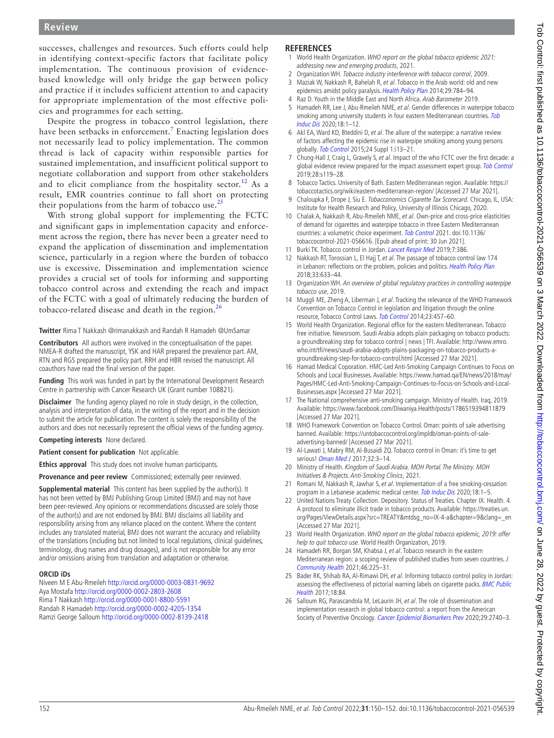successes, challenges and resources. Such efforts could help in identifying context-specific factors that facilitate policy implementation. The continuous provision of evidence-based knowledge will only bridge the gap between policy and practice if it includes sufficient attention to and capacity for appropriate implementation of the most effective policies and programmes for each setting.

Despite the progress in tobacco control legislation, there have been setbacks in enforcement.[7] Enacting legislation does not necessarily lead to policy implementation. The common thread is lack of capacity within responsible parties for sustained implementation, and insufficient political support to negotiate collaboration and support from other stakeholders and to elicit compliance from the hospitality sector.[12] As a result, EMR countries continue to fall short on protecting their populations from the harm of tobacco use.[25]

With strong global support for implementing the FCTC and significant gaps in implementation capacity and enforcement across the region, there has never been a greater need to expand the application of dissemination and implementation science, particularly in a region where the burden of tobacco use is excessive. Dissemination and implementation science provides a crucial set of tools for informing and supporting tobacco control across and extending the reach and impact of the FCTC with a goal of ultimately reducing the burden of tobacco-related disease and death in the region.[26]

**Twitter** Rima T Nakkash @rimanakkash and Randah R Hamadeh @UmSamar

**Contributors** All authors were involved in the conceptualisation of the paper. NMEA-R drafted the manuscript, YSK and HAR prepared the prevalence part. AM, RTN and RGS prepared the policy part. RRH and HBR revised the manuscript. All coauthors have read the final version of the paper.

**Funding** This work was funded in part by the International Development Research Centre in partnership with Cancer Research UK (Grant number 108821).

**Disclaimer** The funding agency played no role in study design, in the collection, analysis and interpretation of data, in the writing of the report and in the decision to submit the article for publication. The content is solely the responsibility of the authors and does not necessarily represent the official views of the funding agency.

**Competing interests** None declared.

**Patient consent for publication** Not applicable.

**Ethics approval** This study does not involve human participants.

**Provenance and peer review** Commissioned; externally peer reviewed.

**Supplemental material** This content has been supplied by the author(s). It has not been vetted by BMJ Publishing Group Limited (BMJ) and may not have been peer-reviewed. Any opinions or recommendations discussed are solely those of the author(s) and are not endorsed by BMJ. BMJ disclaims all liability and responsibility arising from any reliance placed on the content. Where the content includes any translated material, BMJ does not warrant the accuracy and reliability of the translations (including but not limited to local regulations, clinical guidelines, terminology, drug names and drug dosages), and is not responsible for any error and/or omissions arising from translation and adaptation or otherwise.

### ORCID iDs

Niveen M E Abu-Rmeileh http://orcid.org/0000-0003-0831-9692
Aya Mostafa http://orcid.org/0000-0002-2803-2608
Rima T Nakkash http://orcid.org/0000-0001-8800-5591
Randah R Hamadeh http://orcid.org/0000-0002-4205-1354
Ramzi George Salloum http://orcid.org/0000-0002-8139-2418

## REFERENCES

1. World Health Organization. *WHO report on the global tobacco epidemic 2021: addressing new and emerging products*, 2021.
2. Organization WH. *Tobacco industry interference with tobacco control*, 2009.
3. Maziak W, Nakkash R, Bahelah R, *et al*. Tobacco in the Arab world: old and new epidemics amidst policy paralysis. *Health Policy Plan* 2014;29:784–94.
4. Raz D. Youth in the Middle East and North Africa. *Arab Barometer* 2019.
5. Hamadeh RR, Lee J, Abu-Rmeileh NME, *et al*. Gender differences in waterpipe tobacco smoking among university students in four eastern Mediterranean countries. *Tob Induc Dis* 2020;18:1–12.
6. Akl EA, Ward KD, Bteddini D, *et al*. The allure of the waterpipe: a narrative review of factors affecting the epidemic rise in waterpipe smoking among young persons globally. *Tob Control* 2015;24 Suppl 1:i13–21.
7. Chung-Hall J, Craig L, Gravely S, *et al*. Impact of the who FCTC over the first decade: a global evidence review prepared for the impact assessment expert group. *Tob Control* 2019;28:s119–28.
8. Tobacco Tactics. University of Bath. Eastern Mediterranean region. Available: https://tobaccotactics.org/wiki/eastern-mediterranean-region/ [Accessed 27 Mar 2021].
9. Chaloupka F, Drope J, Siu E. *Tobacconomics Cigarette Tax Scorecard*. Chicago, IL, USA: Institute for Health Research and Policy, University of Illinois Chicago, 2020.
10. Chalak A, Nakkash R, Abu-Rmeileh NME, *et al*. Own-price and cross-price elasticities of demand for cigarettes and waterpipe tobacco in three Eastern Mediterranean countries: a volumetric choice experiment. *Tob Control* 2021. doi:10.1136/tobaccocontrol-2021-056616. [Epub ahead of print: 30 Jun 2021].
11. Burki TK. Tobacco control in Jordan. *Lancet Respir Med* 2019;7:386.
12. Nakkash RT, Torossian L, El Hajj T, *et al*. The passage of tobacco control law 174 in Lebanon: reflections on the problem, policies and politics. *Health Policy Plan* 2018;33:633–44.
13. Organization WH. *An overview of global regulatory practices in controlling waterpipe tobacco use*, 2019.
14. Muggli ME, Zheng A, Liberman J, *et al*. Tracking the relevance of the WHO Framework Convention on Tobacco Control in legislation and litigation through the online resource, Tobacco Control Laws. *Tob Control* 2014;23:457–60.
15. World Health Organization. Regional office for the eastern Mediterranean. Tobacco free initiative. Newsroom. Saudi Arabia adopts plain packaging on tobacco products: a groundbreaking step for tobacco control | news | TFI. Available: http://www.emro.who.int/tfi/news/saudi-arabia-adopts-plains-packaging-on-tobacco-products-a-groundbreaking-step-for-tobacco-control.html [Accessed 27 Mar 2021].
16. Hamad Medical Coporation. HMC-Led Anti-Smoking Campaign Continues to Focus on Schools and Local Businesses. Available: https://www.hamad.qa/EN/news/2018/may/Pages/HMC-Led-Anti-Smoking-Campaign-Continues-to-Focus-on-Schools-and-Local-Businesses.aspx [Accessed 27 Mar 2021].
17. The National comprehensive anti-smoking campaign. Ministry of Health. Iraq, 2019. Available: https://www.facebook.com/Diwaniya.Health/posts/1786519394811879 [Accessed 27 Mar 2021].
18. WHO Framework Convention on Tobacco Control. Oman: points of sale advertising banned. Available: https://untobaccocontrol.org/impldb/oman-points-of-sale-advertising-banned/ [Accessed 27 Mar 2021].
19. Al-Lawati J, Mabry RM, Al-Busaidi ZQ. Tobacco control in Oman: it's time to get serious! *Oman Med J* 2017;32:3–14.
20. Ministry of Health. *Kingdom of Saudi Arabia. MOH Portal. The Ministry. MOH Initiatives & Projects. Anti-Smoking Clinics*, 2021.
21. Romani M, Nakkash R, Jawhar S, *et al*. Implementation of a free smoking-cessation program in a Lebanese academic medical center. *Tob Induc Dis* 2020;18:1–5.
22. United Nations Treaty Collection. Depository. Status of Treaties. Chapter IX. Health. 4. A protocol to eliminate illicit trade in tobacco products. Available: https://treaties.un.org/Pages/ViewDetails.aspx?src=TREATY&mtdsg_no=IX-4-a&chapter=9&clang=_en [Accessed 27 Mar 2021].
23. World Health Organization. *WHO report on the global tobacco epidemic, 2019: offer help to quit tobacco use*. World Health Organization, 2019.
24. Hamadeh RR, Borgan SM, Khabsa J, *et al*. Tobacco research in the eastern Mediterranean region: a scoping review of published studies from seven countries. *J Community Health* 2021;46:225–31.
25. Bader RK, Shihab RA, Al-Rimawi DH, *et al*. Informing tobacco control policy in Jordan: assessing the effectiveness of pictorial warning labels on cigarette packs. *BMC Public Health* 2017;18:84.
26. Salloum RG, Parascandola M, LeLaurin JH, *et al*. The role of dissemination and implementation research in global tobacco control: a report from the American Society of Preventive Oncology. *Cancer Epidemiol Biomarkers Prev* 2020;29:2740–3.